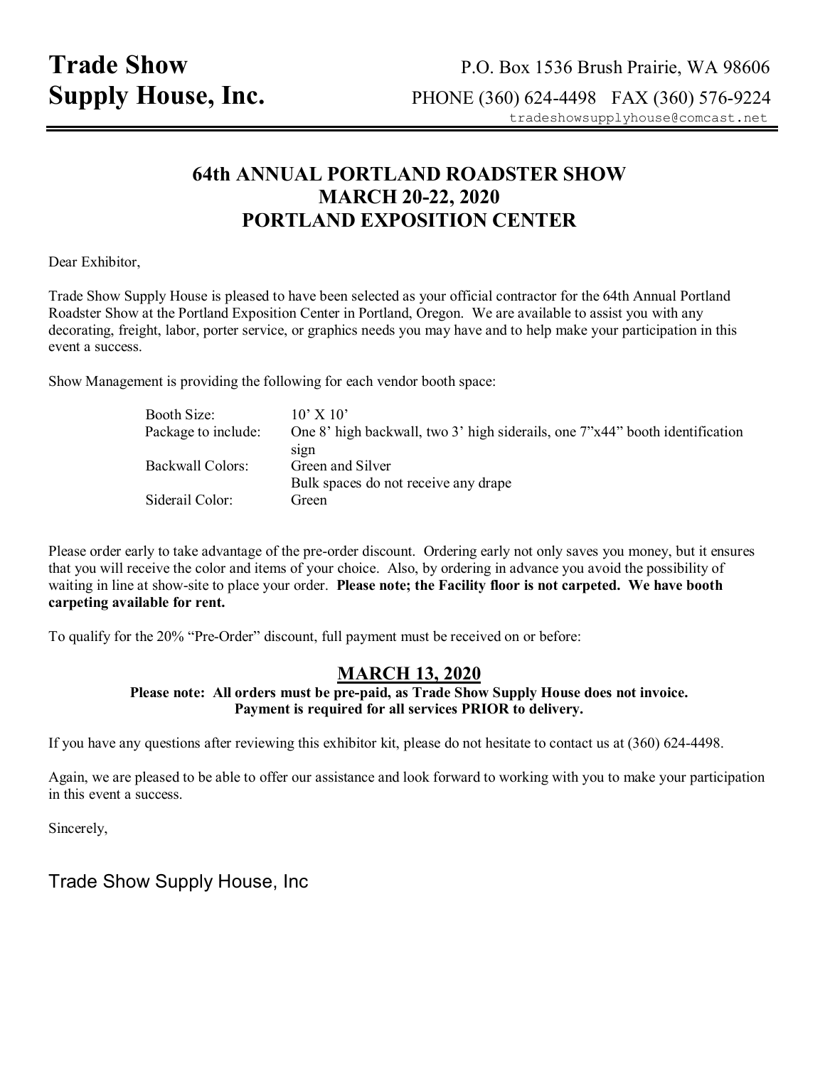# Trade Show Supply House, Inc.

P.O. Box 1536 Brush Prairie, WA 98606
PHONE (360) 624-4498 FAX (360) 576-9224
tradeshowsupplyhouse@comcast.net

## 64th ANNUAL PORTLAND ROADSTER SHOW
## MARCH 20-22, 2020
## PORTLAND EXPOSITION CENTER

Dear Exhibitor,

Trade Show Supply House is pleased to have been selected as your official contractor for the 64th Annual Portland Roadster Show at the Portland Exposition Center in Portland, Oregon. We are available to assist you with any decorating, freight, labor, porter service, or graphics needs you may have and to help make your participation in this event a success.

Show Management is providing the following for each vendor booth space:

| | |
|---|---|
| Booth Size: | 10' X 10' |
| Package to include: | One 8' high backwall, two 3' high siderails, one 7"x44" booth identification sign |
| Backwall Colors: | Green and Silver<br>Bulk spaces do not receive any drape |
| Siderail Color: | Green |

Please order early to take advantage of the pre-order discount. Ordering early not only saves you money, but it ensures that you will receive the color and items of your choice. Also, by ordering in advance you avoid the possibility of waiting in line at show-site to place your order. **Please note; the Facility floor is not carpeted. We have booth carpeting available for rent.**

To qualify for the 20% "Pre-Order" discount, full payment must be received on or before:

## MARCH 13, 2020

**Please note: All orders must be pre-paid, as Trade Show Supply House does not invoice.**
**Payment is required for all services PRIOR to delivery.**

If you have any questions after reviewing this exhibitor kit, please do not hesitate to contact us at (360) 624-4498.

Again, we are pleased to be able to offer our assistance and look forward to working with you to make your participation in this event a success.

Sincerely,

Trade Show Supply House, Inc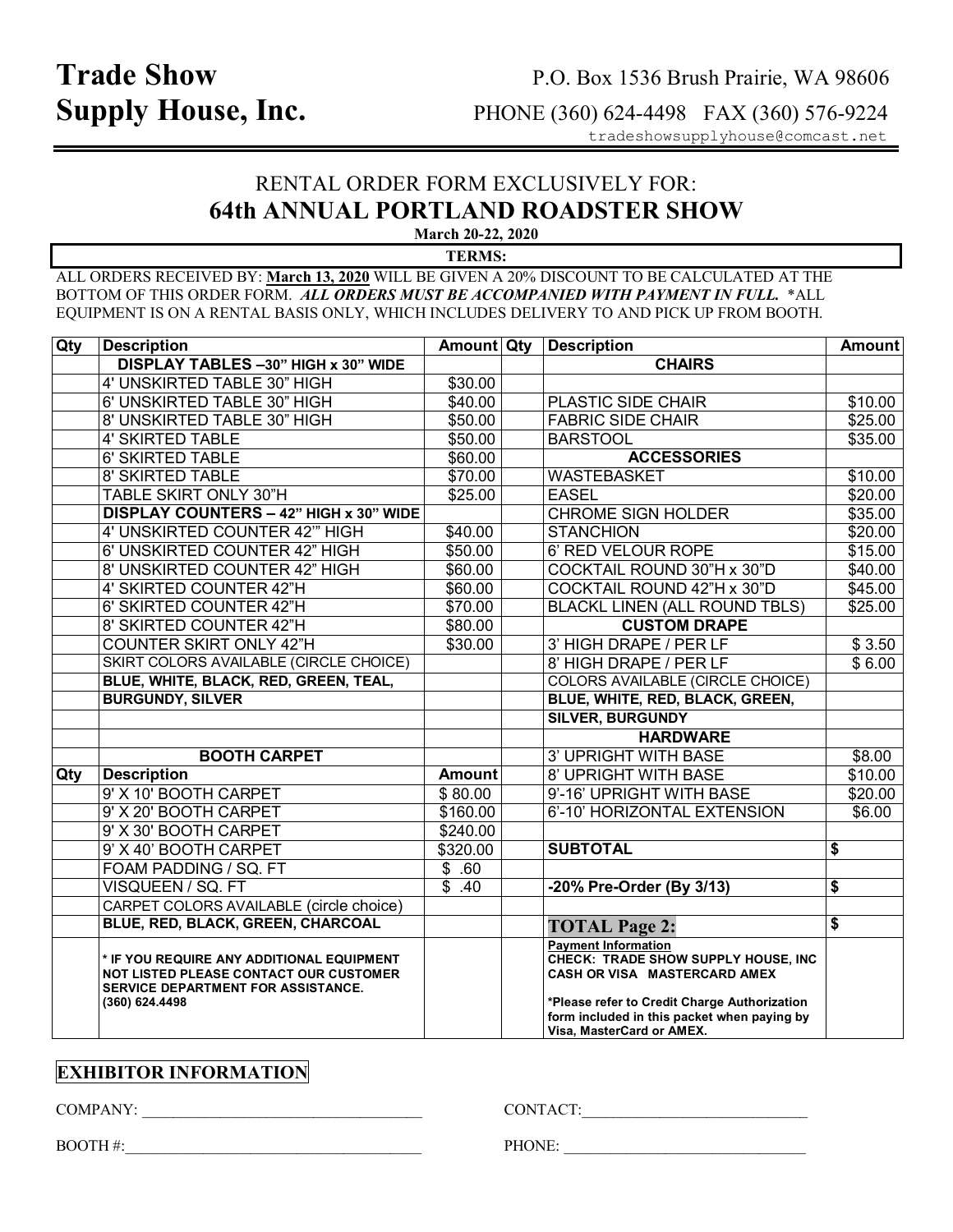# Trade Show Supply House, Inc.

P.O. Box 1536 Brush Prairie, WA 98606
PHONE (360) 624-4498 FAX (360) 576-9224
tradeshowsupplyhouse@comcast.net

## RENTAL ORDER FORM EXCLUSIVELY FOR:
## 64th ANNUAL PORTLAND ROADSTER SHOW

**March 20-22, 2020**

**TERMS:**

ALL ORDERS RECEIVED BY: **March 13, 2020** WILL BE GIVEN A 20% DISCOUNT TO BE CALCULATED AT THE BOTTOM OF THIS ORDER FORM. ***ALL ORDERS MUST BE ACCOMPANIED WITH PAYMENT IN FULL.*** *ALL EQUIPMENT IS ON A RENTAL BASIS ONLY, WHICH INCLUDES DELIVERY TO AND PICK UP FROM BOOTH.

| Qty | Description | Amount | Qty | Description | Amount |
|---|---|---|---|---|---|
| | **DISPLAY TABLES –30" HIGH x 30" WIDE** | | | **CHAIRS** | |
| | 4' UNSKIRTED TABLE 30" HIGH | $30.00 | | | |
| | 6' UNSKIRTED TABLE 30" HIGH | $40.00 | | PLASTIC SIDE CHAIR | $10.00 |
| | 8' UNSKIRTED TABLE 30" HIGH | $50.00 | | FABRIC SIDE CHAIR | $25.00 |
| | 4' SKIRTED TABLE | $50.00 | | BARSTOOL | $35.00 |
| | 6' SKIRTED TABLE | $60.00 | | **ACCESSORIES** | |
| | 8' SKIRTED TABLE | $70.00 | | WASTEBASKET | $10.00 |
| | TABLE SKIRT ONLY 30"H | $25.00 | | EASEL | $20.00 |
| | **DISPLAY COUNTERS – 42" HIGH x 30" WIDE** | | | CHROME SIGN HOLDER | $35.00 |
| | 4' UNSKIRTED COUNTER 42'" HIGH | $40.00 | | STANCHION | $20.00 |
| | 6' UNSKIRTED COUNTER 42" HIGH | $50.00 | | 6' RED VELOUR ROPE | $15.00 |
| | 8' UNSKIRTED COUNTER 42" HIGH | $60.00 | | COCKTAIL ROUND 30"H x 30"D | $40.00 |
| | 4' SKIRTED COUNTER 42"H | $60.00 | | COCKTAIL ROUND 42"H x 30"D | $45.00 |
| | 6' SKIRTED COUNTER 42"H | $70.00 | | BLACKL LINEN (ALL ROUND TBLS) | $25.00 |
| | 8' SKIRTED COUNTER 42"H | $80.00 | | **CUSTOM DRAPE** | |
| | COUNTER SKIRT ONLY 42"H | $30.00 | | 3' HIGH DRAPE / PER LF | $ 3.50 |
| | SKIRT COLORS AVAILABLE (CIRCLE CHOICE) | | | 8' HIGH DRAPE / PER LF | $ 6.00 |
| | **BLUE, WHITE, BLACK, RED, GREEN, TEAL,** | | | COLORS AVAILABLE (CIRCLE CHOICE) | |
| | **BURGUNDY, SILVER** | | | **BLUE, WHITE, RED, BLACK, GREEN,** | |
| | | | | **SILVER, BURGUNDY** | |
| | | | | **HARDWARE** | |
| | **BOOTH CARPET** | | | 3' UPRIGHT WITH BASE | $8.00 |
| **Qty** | **Description** | **Amount** | | 8' UPRIGHT WITH BASE | $10.00 |
| | 9' X 10' BOOTH CARPET | $ 80.00 | | 9'-16' UPRIGHT WITH BASE | $20.00 |
| | 9' X 20' BOOTH CARPET | $160.00 | | 6'-10' HORIZONTAL EXTENSION | $6.00 |
| | 9' X 30' BOOTH CARPET | $240.00 | | | |
| | 9' X 40' BOOTH CARPET | $320.00 | | **SUBTOTAL** | **$** |
| | FOAM PADDING / SQ. FT | $ .60 | | | |
| | VISQUEEN / SQ. FT | $ .40 | | **-20% Pre-Order (By 3/13)** | **$** |
| | CARPET COLORS AVAILABLE (circle choice) | | | | |
| | **BLUE, RED, BLACK, GREEN, CHARCOAL** | | | **TOTAL Page 2:** | **$** |
| | **\* IF YOU REQUIRE ANY ADDITIONAL EQUIPMENT NOT LISTED PLEASE CONTACT OUR CUSTOMER SERVICE DEPARTMENT FOR ASSISTANCE. (360) 624.4498** | | | **Payment Information** **CHECK: TRADE SHOW SUPPLY HOUSE, INC CASH OR VISA MASTERCARD AMEX** **\*Please refer to Credit Charge Authorization form included in this packet when paying by Visa, MasterCard or AMEX.** | |

## EXHIBITOR INFORMATION

COMPANY: ___________________________________ CONTACT: ____________________________

BOOTH #: ______________________________________ PHONE: ______________________________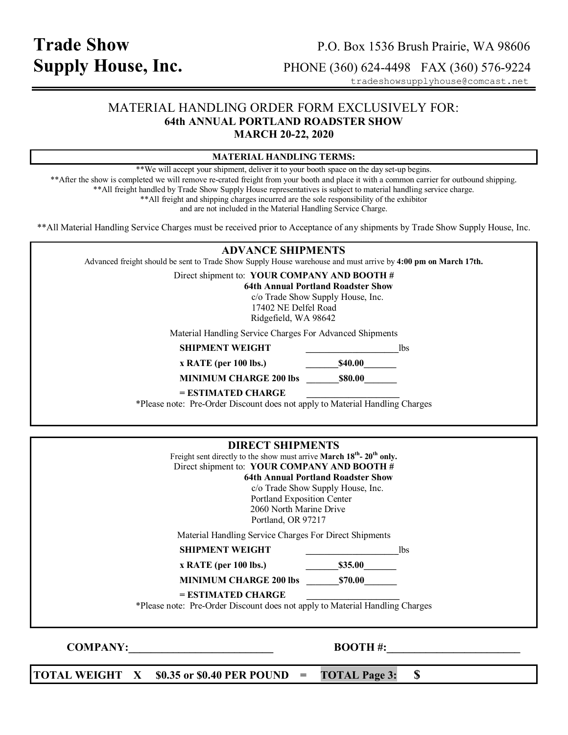# Trade Show Supply House, Inc.

P.O. Box 1536 Brush Prairie, WA 98606
PHONE (360) 624-4498 FAX (360) 576-9224
tradeshowsupplyhouse@comcast.net

---

## MATERIAL HANDLING ORDER FORM EXCLUSIVELY FOR:
### 64th ANNUAL PORTLAND ROADSTER SHOW
### MARCH 20-22, 2020

**MATERIAL HANDLING TERMS:**

**We will accept your shipment, deliver it to your booth space on the day set-up begins.
**After the show is completed we will remove re-crated freight from your booth and place it with a common carrier for outbound shipping.
**All freight handled by Trade Show Supply House representatives is subject to material handling service charge.
**All freight and shipping charges incurred are the sole responsibility of the exhibitor and are not included in the Material Handling Service Charge.

**All Material Handling Service Charges must be received prior to Acceptance of any shipments by Trade Show Supply House, Inc.

### ADVANCE SHIPMENTS

Advanced freight should be sent to Trade Show Supply House warehouse and must arrive by **4:00 pm on March 17th.**

Direct shipment to: **YOUR COMPANY AND BOOTH #**
**64th Annual Portland Roadster Show**
c/o Trade Show Supply House, Inc.
17402 NE Delfel Road
Ridgefield, WA 98642

Material Handling Service Charges For Advanced Shipments

| | |
|---|---|
| **SHIPMENT WEIGHT** | ____________________ lbs |
| **x RATE (per 100 lbs.)** | **$40.00** |
| **MINIMUM CHARGE 200 lbs** | **$80.00** |
| **= ESTIMATED CHARGE** | ____________________ |

*Please note: Pre-Order Discount does not apply to Material Handling Charges

### DIRECT SHIPMENTS

Freight sent directly to the show must arrive **March 18th- 20th only.**

Direct shipment to: **YOUR COMPANY AND BOOTH #**
**64th Annual Portland Roadster Show**
c/o Trade Show Supply House, Inc.
Portland Exposition Center
2060 North Marine Drive
Portland, OR 97217

Material Handling Service Charges For Direct Shipments

| | |
|---|---|
| **SHIPMENT WEIGHT** | ____________________ lbs |
| **x RATE (per 100 lbs.)** | **$35.00** |
| **MINIMUM CHARGE 200 lbs** | **$70.00** |
| **= ESTIMATED CHARGE** | ____________________ |

*Please note: Pre-Order Discount does not apply to Material Handling Charges

**COMPANY:**___________________________ **BOOTH #:**_________________________

**TOTAL WEIGHT X $0.35 or $0.40 PER POUND = TOTAL Page 3: $**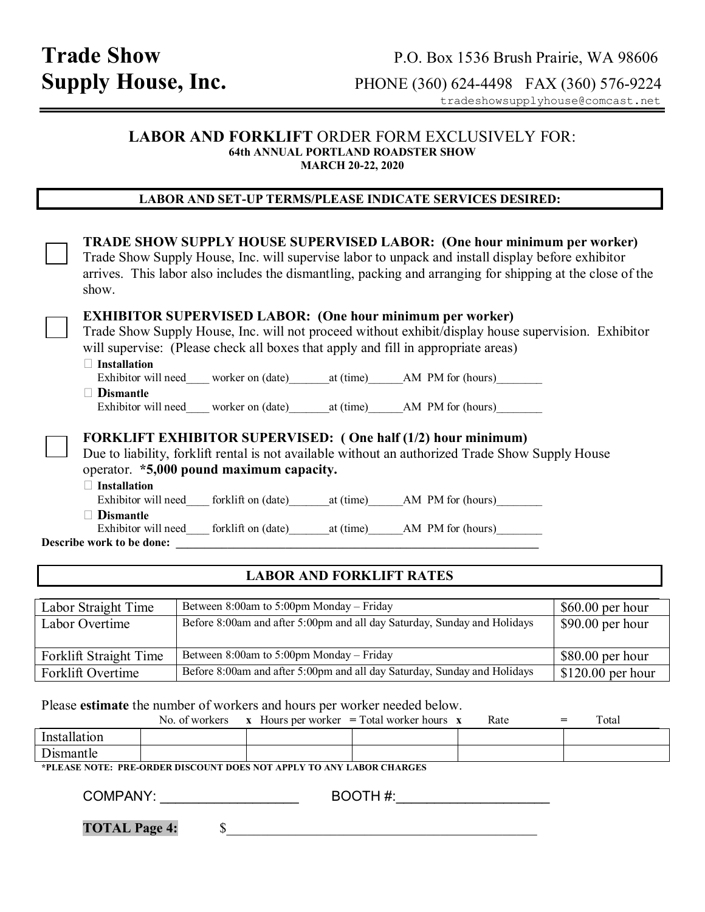# Trade Show Supply House, Inc.

P.O. Box 1536 Brush Prairie, WA 98606
PHONE (360) 624-4498 FAX (360) 576-9224
tradeshowsupplyhouse@comcast.net

## LABOR AND FORKLIFT ORDER FORM EXCLUSIVELY FOR:

**64th ANNUAL PORTLAND ROADSTER SHOW**
**MARCH 20-22, 2020**

### LABOR AND SET-UP TERMS/PLEASE INDICATE SERVICES DESIRED:

☐ **TRADE SHOW SUPPLY HOUSE SUPERVISED LABOR: (One hour minimum per worker)**
Trade Show Supply House, Inc. will supervise labor to unpack and install display before exhibitor arrives. This labor also includes the dismantling, packing and arranging for shipping at the close of the show.

☐ **EXHIBITOR SUPERVISED LABOR: (One hour minimum per worker)**
Trade Show Supply House, Inc. will not proceed without exhibit/display house supervision. Exhibitor will supervise: (Please check all boxes that apply and fill in appropriate areas)

☐ **Installation**
Exhibitor will need____ worker on (date)_______at (time)______AM PM for (hours)________

☐ **Dismantle**
Exhibitor will need____ worker on (date)_______at (time)______AM PM for (hours)________

☐ **FORKLIFT EXHIBITOR SUPERVISED: ( One half (1/2) hour minimum)**
Due to liability, forklift rental is not available without an authorized Trade Show Supply House operator. **\*5,000 pound maximum capacity.**

☐ **Installation**
Exhibitor will need____ forklift on (date)_______at (time)______AM PM for (hours)________

☐ **Dismantle**
Exhibitor will need____ forklift on (date)_______at (time)______AM PM for (hours)________

**Describe work to be done:** ________________________________________________

### LABOR AND FORKLIFT RATES

| | | |
|---|---|---|
| Labor Straight Time | Between 8:00am to 5:00pm Monday – Friday | $60.00 per hour |
| Labor Overtime | Before 8:00am and after 5:00pm and all day Saturday, Sunday and Holidays | $90.00 per hour |
| Forklift Straight Time | Between 8:00am to 5:00pm Monday – Friday | $80.00 per hour |
| Forklift Overtime | Before 8:00am and after 5:00pm and all day Saturday, Sunday and Holidays | $120.00 per hour |

Please **estimate** the number of workers and hours per worker needed below.

| | No. of workers | x Hours per worker | = Total worker hours | x Rate | = Total |
|---|---|---|---|---|---|
| Installation | | | | | |
| Dismantle | | | | | |

**\*PLEASE NOTE: PRE-ORDER DISCOUNT DOES NOT APPLY TO ANY LABOR CHARGES**

COMPANY: __________________ BOOTH #:____________________

**TOTAL Page 4:** $_____________________________________________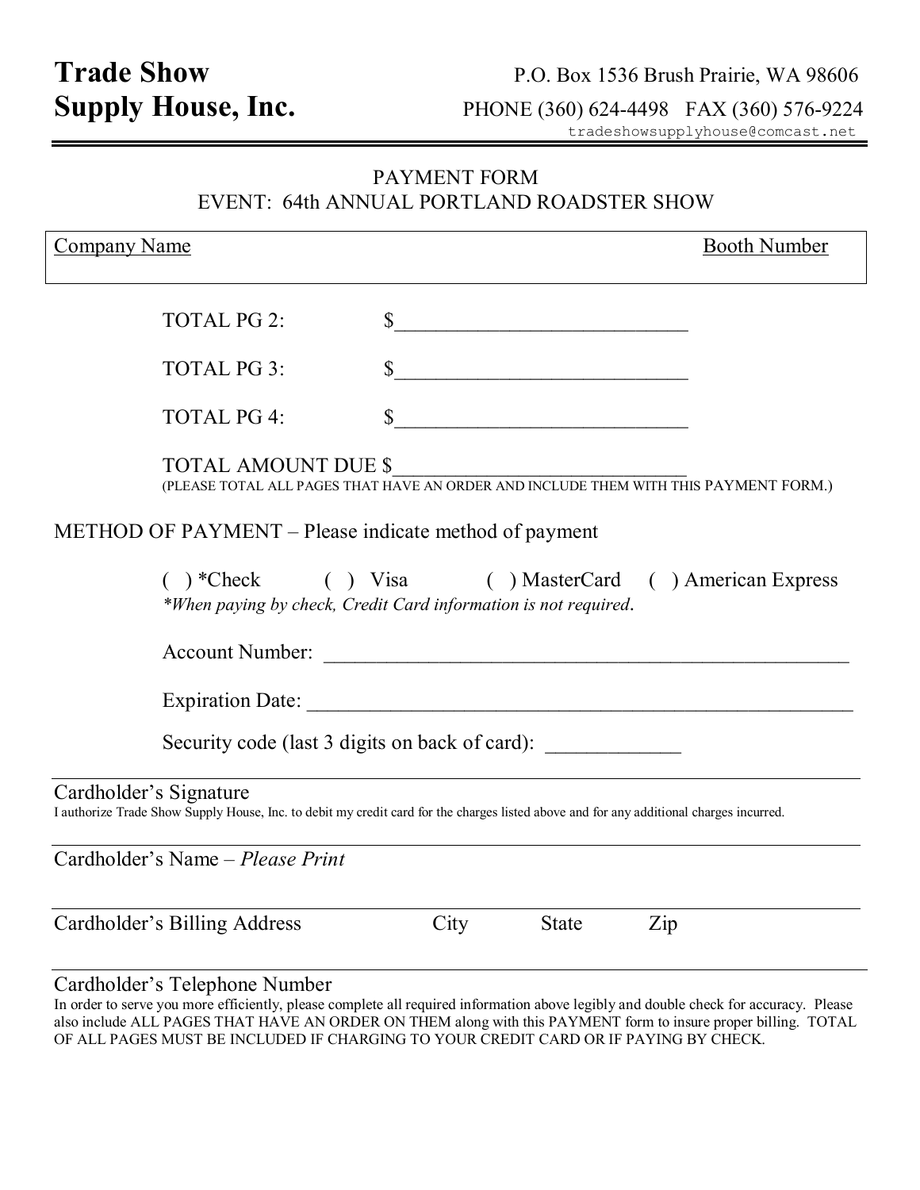# Trade Show Supply House, Inc.

P.O. Box 1536 Brush Prairie, WA 98606
PHONE (360) 624-4498 FAX (360) 576-9224
tradeshowsupplyhouse@comcast.net

PAYMENT FORM
EVENT: 64th ANNUAL PORTLAND ROADSTER SHOW

| Company Name | Booth Number |
| --- | --- |
| | |

TOTAL PG 2: $____________________________

TOTAL PG 3: $____________________________

TOTAL PG 4: $____________________________

TOTAL AMOUNT DUE $____________________________
(PLEASE TOTAL ALL PAGES THAT HAVE AN ORDER AND INCLUDE THEM WITH THIS PAYMENT FORM.)

METHOD OF PAYMENT – Please indicate method of payment

( ) *Check ( ) Visa ( ) MasterCard ( ) American Express

*When paying by check, Credit Card information is not required.*

Account Number: ____________________________________________________

Expiration Date: ____________________________________________________

Security code (last 3 digits on back of card): ____________

Cardholder's Signature

I authorize Trade Show Supply House, Inc. to debit my credit card for the charges listed above and for any additional charges incurred.

Cardholder's Name – *Please Print*

Cardholder's Billing Address City State Zip

Cardholder's Telephone Number

In order to serve you more efficiently, please complete all required information above legibly and double check for accuracy. Please also include ALL PAGES THAT HAVE AN ORDER ON THEM along with this PAYMENT form to insure proper billing. TOTAL OF ALL PAGES MUST BE INCLUDED IF CHARGING TO YOUR CREDIT CARD OR IF PAYING BY CHECK.